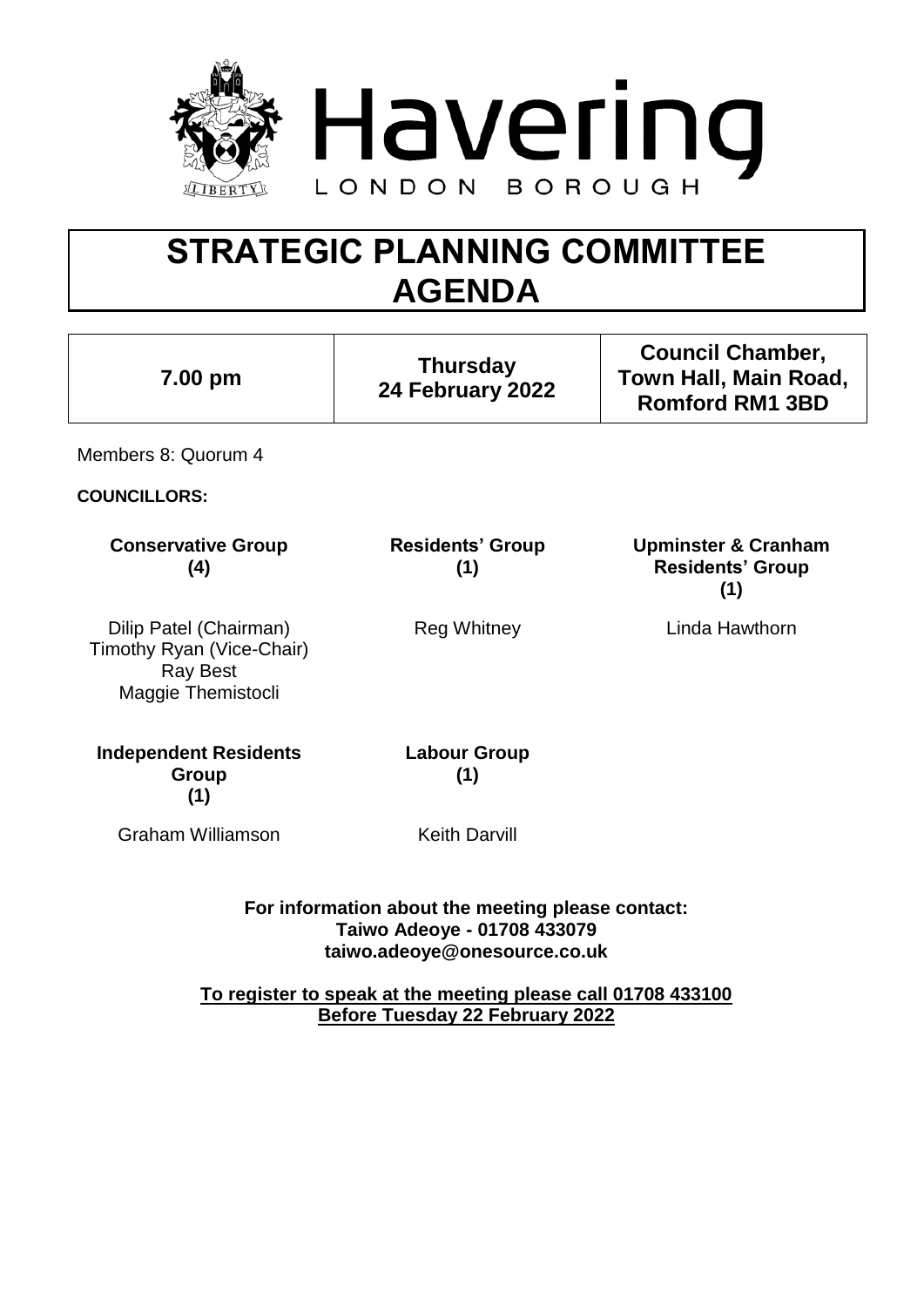Havering

LONDON BOROUGH

# STRATEGIC PLANNING COMMITTEE AGENDA

| 7.00 pm | Thursday 24 February 2022 | Council Chamber, Town Hall, Main Road, Romford RM1 3BD |
|---|---|---|

Members 8: Quorum 4

**COUNCILLORS:**

| Conservative Group (4) | Residents' Group (1) | Upminster & Cranham Residents' Group (1) |
|---|---|---|
| Dilip Patel (Chairman)<br>Timothy Ryan (Vice-Chair)<br>Ray Best<br>Maggie Themistocli | Reg Whitney | Linda Hawthorn |

| Independent Residents Group (1) | Labour Group (1) |
|---|---|
| Graham Williamson | Keith Darvill |

**For information about the meeting please contact:**
**Taiwo Adeoye - 01708 433079**
**taiwo.adeoye@onesource.co.uk**

**To register to speak at the meeting please call 01708 433100**
**Before Tuesday 22 February 2022**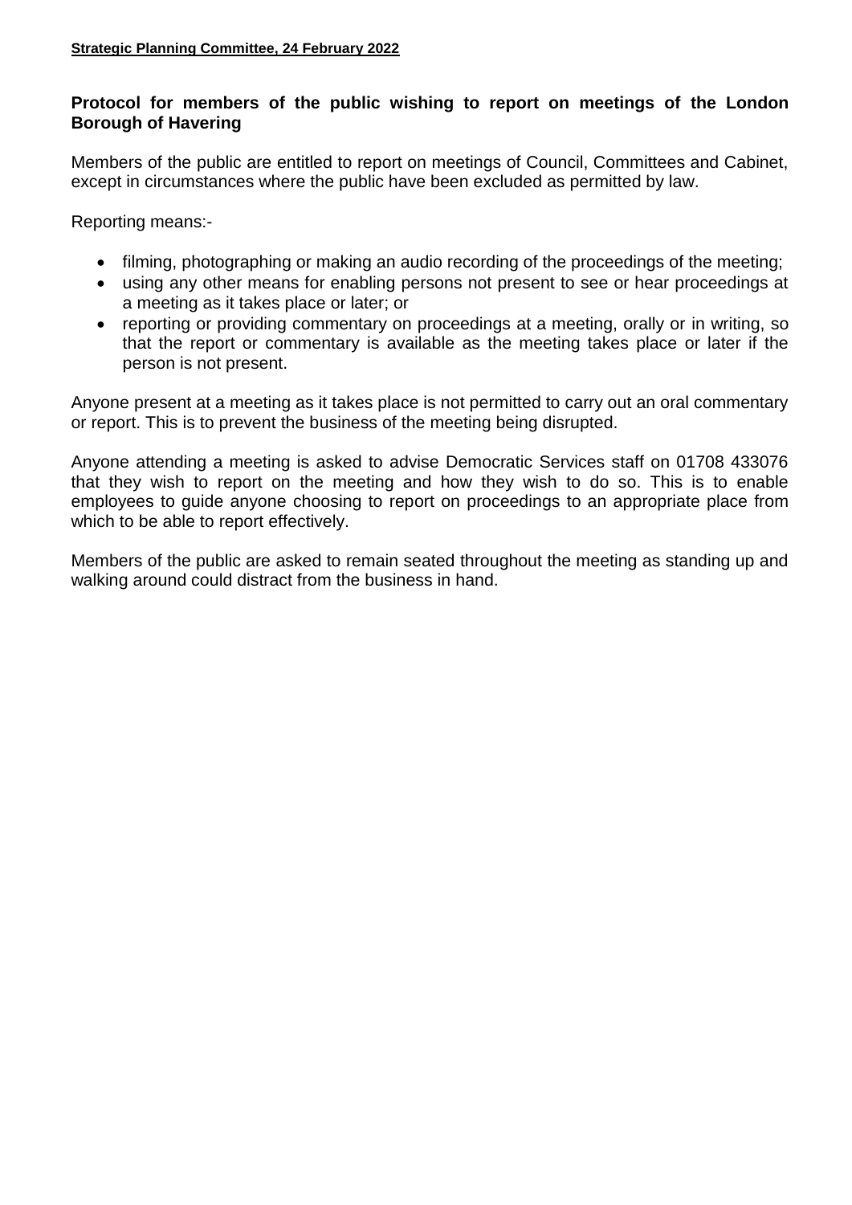**Strategic Planning Committee, 24 February 2022**

**Protocol for members of the public wishing to report on meetings of the London Borough of Havering**

Members of the public are entitled to report on meetings of Council, Committees and Cabinet, except in circumstances where the public have been excluded as permitted by law.

Reporting means:-

- filming, photographing or making an audio recording of the proceedings of the meeting;
- using any other means for enabling persons not present to see or hear proceedings at a meeting as it takes place or later; or
- reporting or providing commentary on proceedings at a meeting, orally or in writing, so that the report or commentary is available as the meeting takes place or later if the person is not present.

Anyone present at a meeting as it takes place is not permitted to carry out an oral commentary or report. This is to prevent the business of the meeting being disrupted.

Anyone attending a meeting is asked to advise Democratic Services staff on 01708 433076 that they wish to report on the meeting and how they wish to do so. This is to enable employees to guide anyone choosing to report on proceedings to an appropriate place from which to be able to report effectively.

Members of the public are asked to remain seated throughout the meeting as standing up and walking around could distract from the business in hand.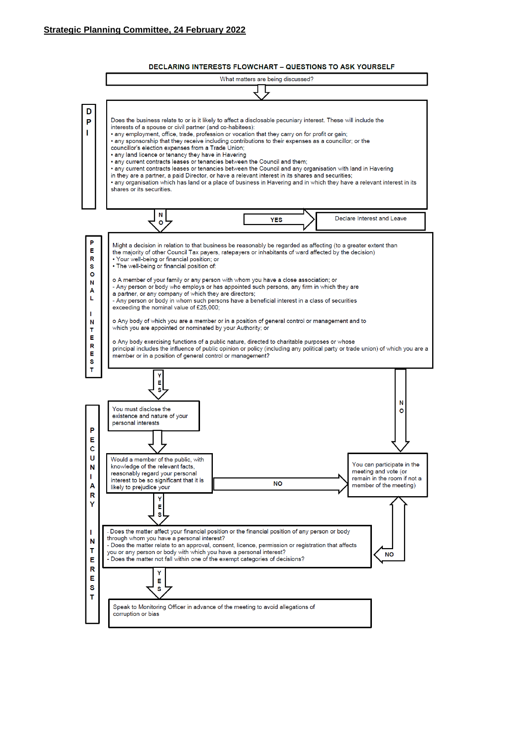**Strategic Planning Committee, 24 February 2022**

## DECLARING INTERESTS FLOWCHART – QUESTIONS TO ASK YOURSELF

What matters are being discussed?

### DPI

Does the business relate to or is it likely to affect a disclosable pecuniary interest. These will include the interests of a spouse or civil partner (and co-habitees):

- any employment, office, trade, profession or vocation that they carry on for profit or gain;
- any sponsorship that they receive including contributions to their expenses as a councillor; or the councillor's election expenses from a Trade Union;
- any land licence or tenancy they have in Havering
- any current contracts leases or tenancies between the Council and them;
- any current contracts leases or tenancies between the Council and any organisation with land in Havering in they are a partner, a paid Director, or have a relevant interest in its shares and securities;
- any organisation which has land or a place of business in Havering and in which they have a relevant interest in its shares or its securities.

YES → Declare Interest and Leave

NO ↓

### PERSONAL INTEREST

Might a decision in relation to that business be reasonably be regarded as affecting (to a greater extent than the majority of other Council Tax payers, ratepayers or inhabitants of ward affected by the decision)

- Your well-being or financial position; or
- The well-being or financial position of:

o A member of your family or any person with whom you have a close association; or
- Any person or body who employs or has appointed such persons, any firm in which they are a partner, or any company of which they are directors;
- Any person or body in whom such persons have a beneficial interest in a class of securities exceeding the nominal value of £25,000;

o Any body of which you are a member or in a position of general control or management and to which you are appointed or nominated by your Authority; or

o Any body exercising functions of a public nature, directed to charitable purposes or whose principal includes the influence of public opinion or policy (including any political party or trade union) of which you are a member or in a position of general control or management?

NO → You can participate in the meeting and vote (or remain in the room if not a member of the meeting)

YES ↓

### PECUNIARY INTEREST

You must disclose the existence and nature of your personal interests

↓

Would a member of the public, with knowledge of the relevant facts, reasonably regard your personal interest to be so significant that it is likely to prejudice your

NO → You can participate in the meeting and vote (or remain in the room if not a member of the meeting)

YES ↓

- Does the matter affect your financial position or the financial position of any person or body through whom you have a personal interest?
- Does the matter relate to an approval, consent, licence, permission or registration that affects you or any person or body with which you have a personal interest?
- Does the matter not fall within one of the exempt categories of decisions?

NO → You can participate in the meeting and vote (or remain in the room if not a member of the meeting)

YES ↓

Speak to Monitoring Officer in advance of the meeting to avoid allegations of corruption or bias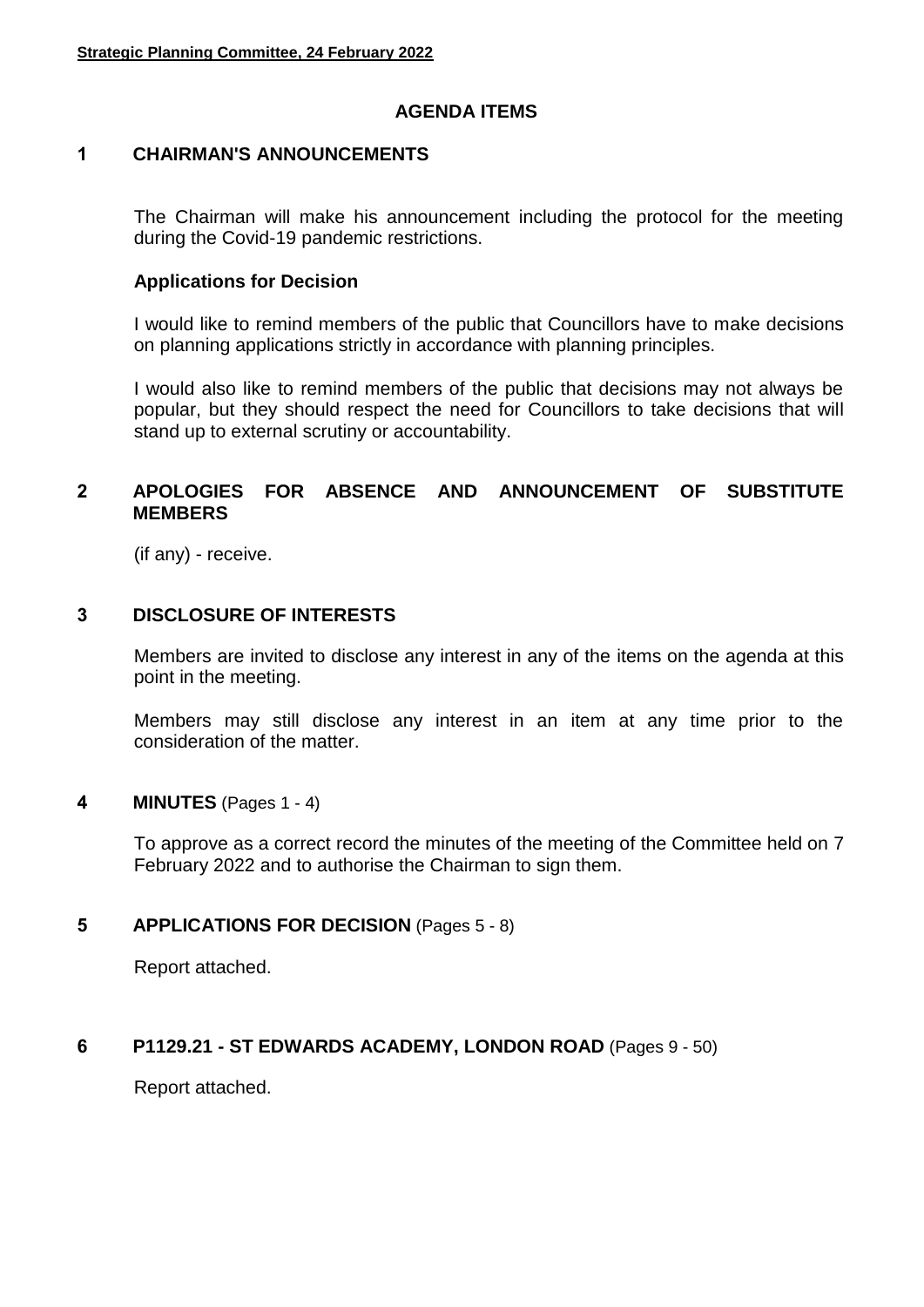## AGENDA ITEMS

### 1 CHAIRMAN'S ANNOUNCEMENTS

The Chairman will make his announcement including the protocol for the meeting during the Covid-19 pandemic restrictions.

**Applications for Decision**

I would like to remind members of the public that Councillors have to make decisions on planning applications strictly in accordance with planning principles.

I would also like to remind members of the public that decisions may not always be popular, but they should respect the need for Councillors to take decisions that will stand up to external scrutiny or accountability.

### 2 APOLOGIES FOR ABSENCE AND ANNOUNCEMENT OF SUBSTITUTE MEMBERS

(if any) - receive.

### 3 DISCLOSURE OF INTERESTS

Members are invited to disclose any interest in any of the items on the agenda at this point in the meeting.

Members may still disclose any interest in an item at any time prior to the consideration of the matter.

### 4 MINUTES (Pages 1 - 4)

To approve as a correct record the minutes of the meeting of the Committee held on 7 February 2022 and to authorise the Chairman to sign them.

### 5 APPLICATIONS FOR DECISION (Pages 5 - 8)

Report attached.

### 6 P1129.21 - ST EDWARDS ACADEMY, LONDON ROAD (Pages 9 - 50)

Report attached.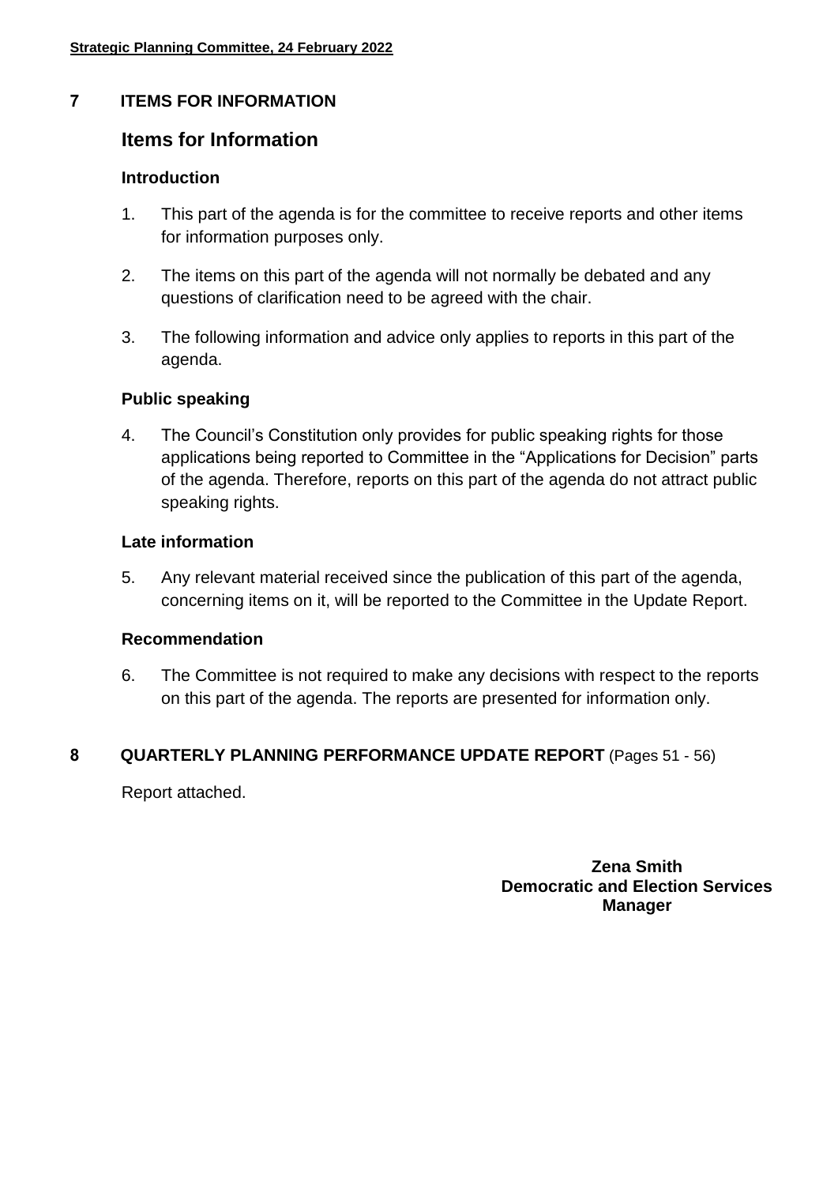## 7 ITEMS FOR INFORMATION

### Items for Information

**Introduction**

1. This part of the agenda is for the committee to receive reports and other items for information purposes only.
2. The items on this part of the agenda will not normally be debated and any questions of clarification need to be agreed with the chair.
3. The following information and advice only applies to reports in this part of the agenda.

**Public speaking**

4. The Council's Constitution only provides for public speaking rights for those applications being reported to Committee in the "Applications for Decision" parts of the agenda. Therefore, reports on this part of the agenda do not attract public speaking rights.

**Late information**

5. Any relevant material received since the publication of this part of the agenda, concerning items on it, will be reported to the Committee in the Update Report.

**Recommendation**

6. The Committee is not required to make any decisions with respect to the reports on this part of the agenda. The reports are presented for information only.

## 8 QUARTERLY PLANNING PERFORMANCE UPDATE REPORT (Pages 51 - 56)

Report attached.

**Zena Smith**
**Democratic and Election Services Manager**